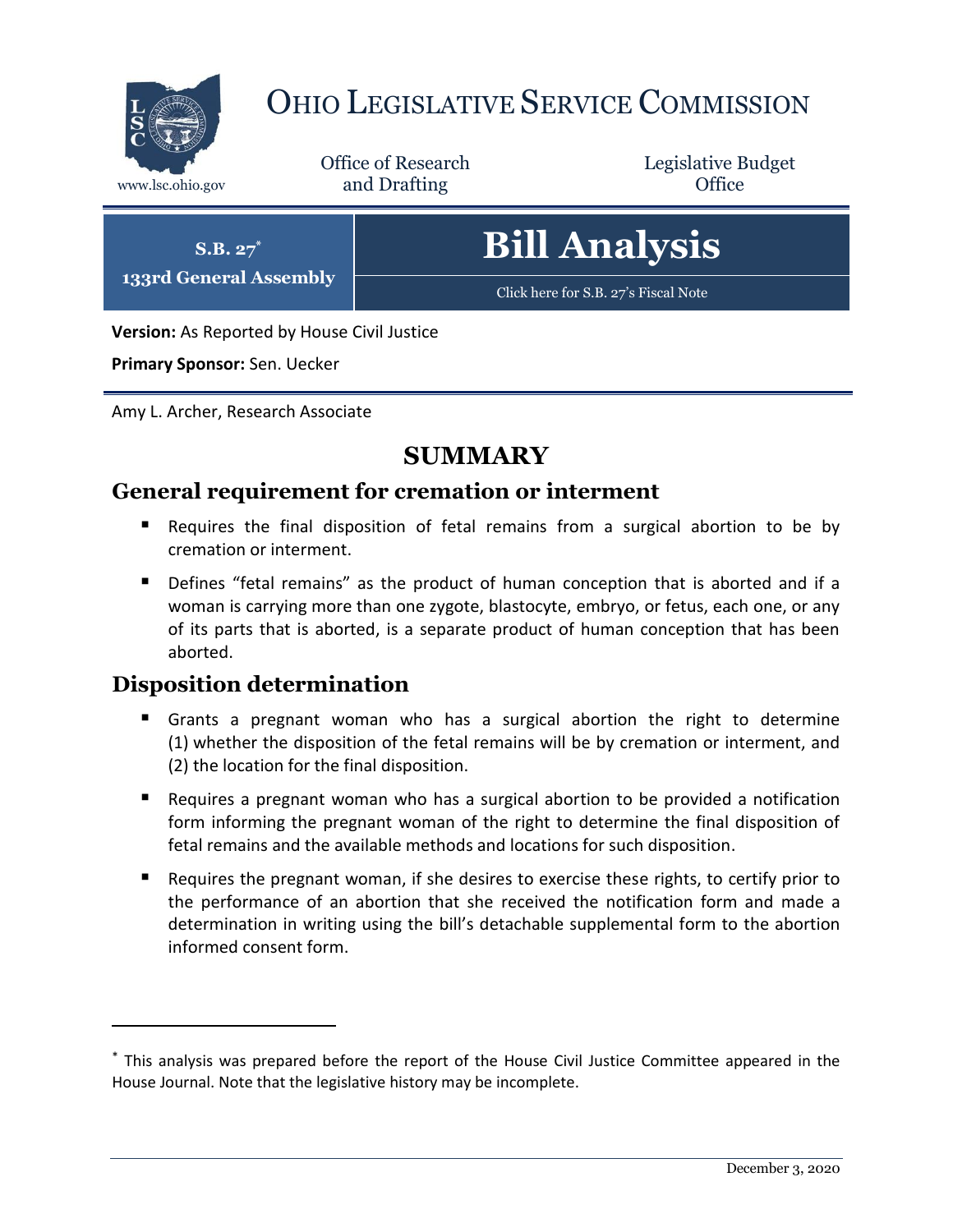# OHIO LEGISLATIVE SERVICE COMMISSION

www.lsc.ohio.gov

Office of Research and Drafting

Legislative Budget Office

**S.B. 27***

**133rd General Assembly**

# Bill Analysis

Click here for S.B. 27's Fiscal Note

**Version:** As Reported by House Civil Justice

**Primary Sponsor:** Sen. Uecker

Amy L. Archer, Research Associate

## SUMMARY

### General requirement for cremation or interment

- Requires the final disposition of fetal remains from a surgical abortion to be by cremation or interment.
- Defines "fetal remains" as the product of human conception that is aborted and if a woman is carrying more than one zygote, blastocyte, embryo, or fetus, each one, or any of its parts that is aborted, is a separate product of human conception that has been aborted.

### Disposition determination

- Grants a pregnant woman who has a surgical abortion the right to determine (1) whether the disposition of the fetal remains will be by cremation or interment, and (2) the location for the final disposition.
- Requires a pregnant woman who has a surgical abortion to be provided a notification form informing the pregnant woman of the right to determine the final disposition of fetal remains and the available methods and locations for such disposition.
- Requires the pregnant woman, if she desires to exercise these rights, to certify prior to the performance of an abortion that she received the notification form and made a determination in writing using the bill's detachable supplemental form to the abortion informed consent form.

---

\* This analysis was prepared before the report of the House Civil Justice Committee appeared in the House Journal. Note that the legislative history may be incomplete.

December 3, 2020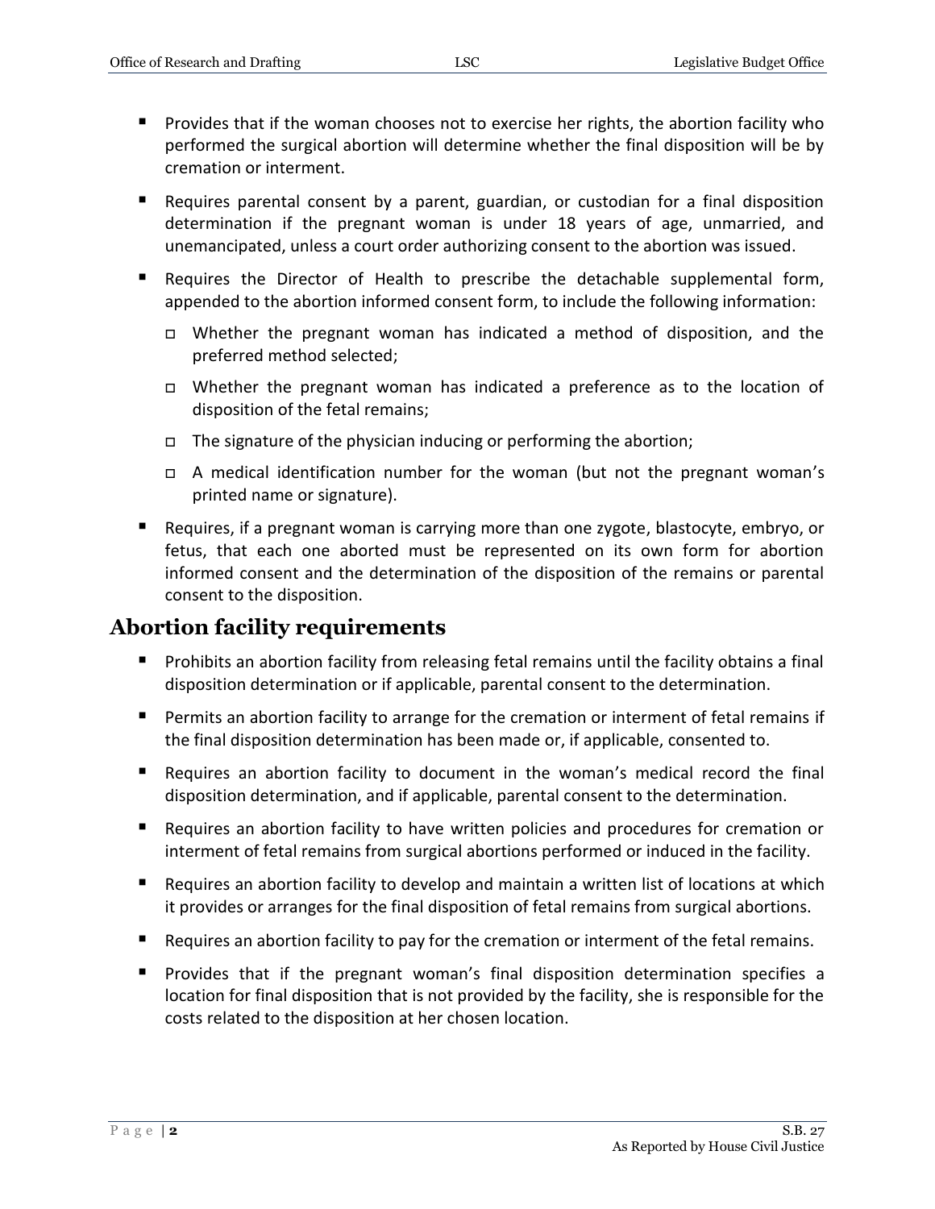- Provides that if the woman chooses not to exercise her rights, the abortion facility who performed the surgical abortion will determine whether the final disposition will be by cremation or interment.
- Requires parental consent by a parent, guardian, or custodian for a final disposition determination if the pregnant woman is under 18 years of age, unmarried, and unemancipated, unless a court order authorizing consent to the abortion was issued.
- Requires the Director of Health to prescribe the detachable supplemental form, appended to the abortion informed consent form, to include the following information:
  - Whether the pregnant woman has indicated a method of disposition, and the preferred method selected;
  - Whether the pregnant woman has indicated a preference as to the location of disposition of the fetal remains;
  - The signature of the physician inducing or performing the abortion;
  - A medical identification number for the woman (but not the pregnant woman's printed name or signature).
- Requires, if a pregnant woman is carrying more than one zygote, blastocyte, embryo, or fetus, that each one aborted must be represented on its own form for abortion informed consent and the determination of the disposition of the remains or parental consent to the disposition.

## Abortion facility requirements

- Prohibits an abortion facility from releasing fetal remains until the facility obtains a final disposition determination or if applicable, parental consent to the determination.
- Permits an abortion facility to arrange for the cremation or interment of fetal remains if the final disposition determination has been made or, if applicable, consented to.
- Requires an abortion facility to document in the woman's medical record the final disposition determination, and if applicable, parental consent to the determination.
- Requires an abortion facility to have written policies and procedures for cremation or interment of fetal remains from surgical abortions performed or induced in the facility.
- Requires an abortion facility to develop and maintain a written list of locations at which it provides or arranges for the final disposition of fetal remains from surgical abortions.
- Requires an abortion facility to pay for the cremation or interment of the fetal remains.
- Provides that if the pregnant woman's final disposition determination specifies a location for final disposition that is not provided by the facility, she is responsible for the costs related to the disposition at her chosen location.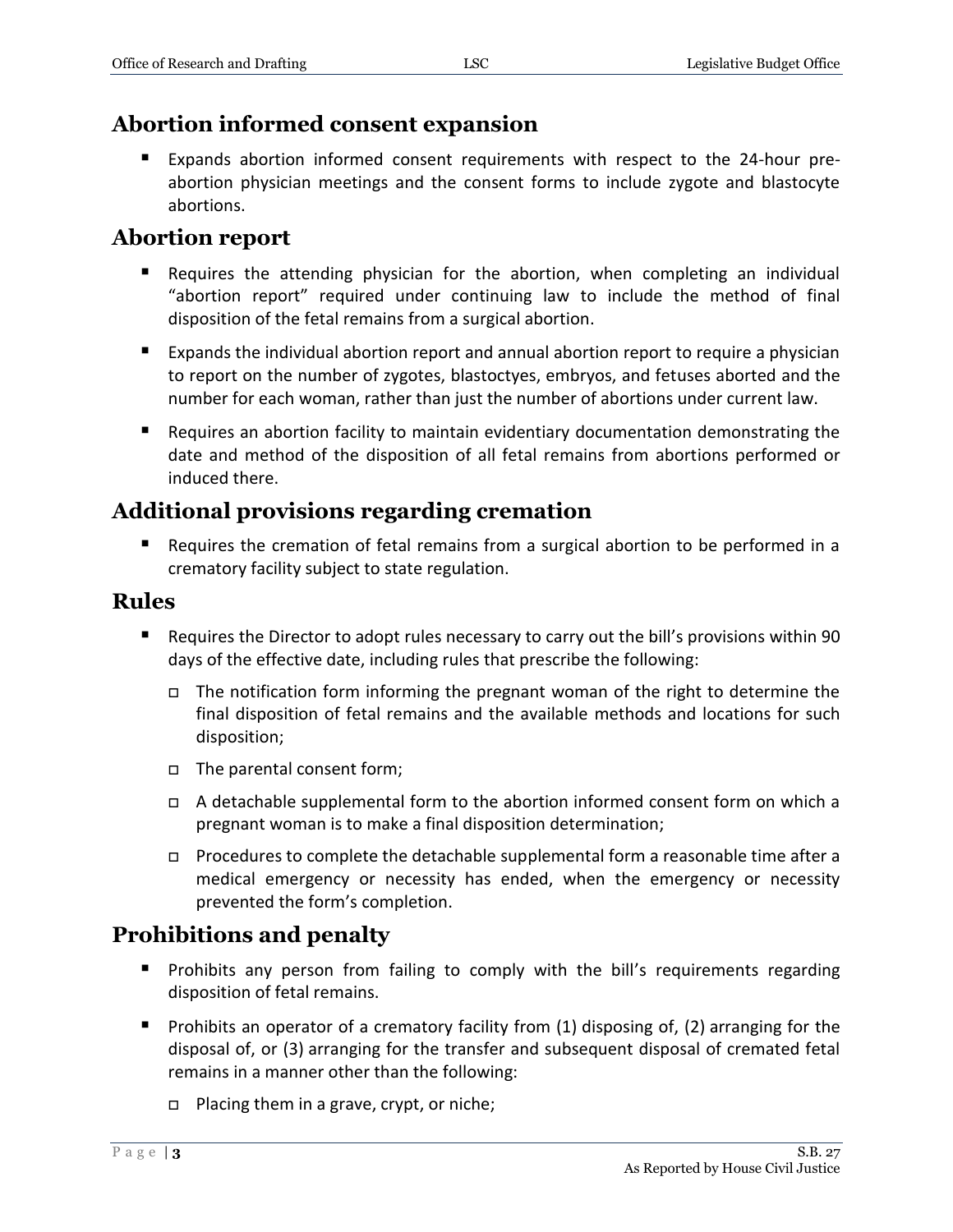## Abortion informed consent expansion

- Expands abortion informed consent requirements with respect to the 24-hour pre-abortion physician meetings and the consent forms to include zygote and blastocyte abortions.

## Abortion report

- Requires the attending physician for the abortion, when completing an individual "abortion report" required under continuing law to include the method of final disposition of the fetal remains from a surgical abortion.
- Expands the individual abortion report and annual abortion report to require a physician to report on the number of zygotes, blastoctyes, embryos, and fetuses aborted and the number for each woman, rather than just the number of abortions under current law.
- Requires an abortion facility to maintain evidentiary documentation demonstrating the date and method of the disposition of all fetal remains from abortions performed or induced there.

## Additional provisions regarding cremation

- Requires the cremation of fetal remains from a surgical abortion to be performed in a crematory facility subject to state regulation.

## Rules

- Requires the Director to adopt rules necessary to carry out the bill's provisions within 90 days of the effective date, including rules that prescribe the following:
  - The notification form informing the pregnant woman of the right to determine the final disposition of fetal remains and the available methods and locations for such disposition;
  - The parental consent form;
  - A detachable supplemental form to the abortion informed consent form on which a pregnant woman is to make a final disposition determination;
  - Procedures to complete the detachable supplemental form a reasonable time after a medical emergency or necessity has ended, when the emergency or necessity prevented the form's completion.

## Prohibitions and penalty

- Prohibits any person from failing to comply with the bill's requirements regarding disposition of fetal remains.
- Prohibits an operator of a crematory facility from (1) disposing of, (2) arranging for the disposal of, or (3) arranging for the transfer and subsequent disposal of cremated fetal remains in a manner other than the following:
  - Placing them in a grave, crypt, or niche;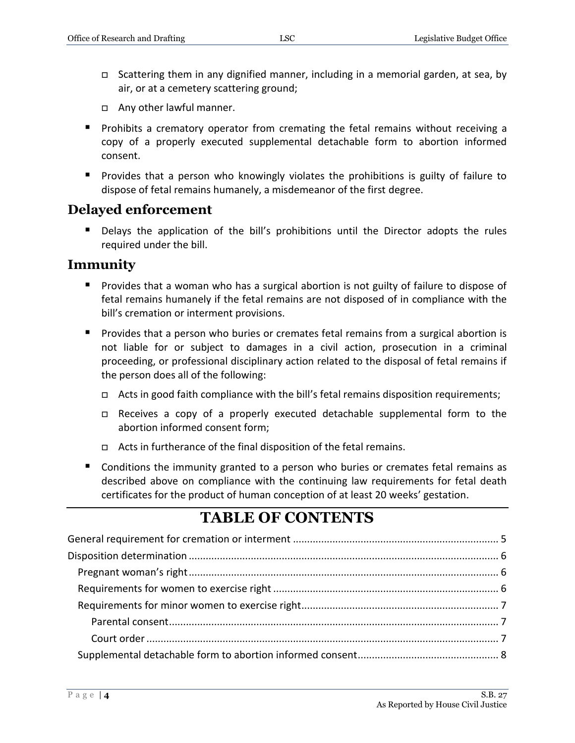- Scattering them in any dignified manner, including in a memorial garden, at sea, by air, or at a cemetery scattering ground;
  - Any other lawful manner.
- Prohibits a crematory operator from cremating the fetal remains without receiving a copy of a properly executed supplemental detachable form to abortion informed consent.
- Provides that a person who knowingly violates the prohibitions is guilty of failure to dispose of fetal remains humanely, a misdemeanor of the first degree.

## Delayed enforcement

- Delays the application of the bill's prohibitions until the Director adopts the rules required under the bill.

## Immunity

- Provides that a woman who has a surgical abortion is not guilty of failure to dispose of fetal remains humanely if the fetal remains are not disposed of in compliance with the bill's cremation or interment provisions.
- Provides that a person who buries or cremates fetal remains from a surgical abortion is not liable for or subject to damages in a civil action, prosecution in a criminal proceeding, or professional disciplinary action related to the disposal of fetal remains if the person does all of the following:
  - Acts in good faith compliance with the bill's fetal remains disposition requirements;
  - Receives a copy of a properly executed detachable supplemental form to the abortion informed consent form;
  - Acts in furtherance of the final disposition of the fetal remains.
- Conditions the immunity granted to a person who buries or cremates fetal remains as described above on compliance with the continuing law requirements for fetal death certificates for the product of human conception of at least 20 weeks' gestation.

# TABLE OF CONTENTS

General requirement for cremation or interment ........................................................................ 5
Disposition determination ............................................................................................................. 6
  Pregnant woman's right ............................................................................................................. 6
  Requirements for women to exercise right ............................................................................... 6
  Requirements for minor women to exercise right ..................................................................... 7
    Parental consent ..................................................................................................................... 7
    Court order ............................................................................................................................ 7
  Supplemental detachable form to abortion informed consent ................................................. 8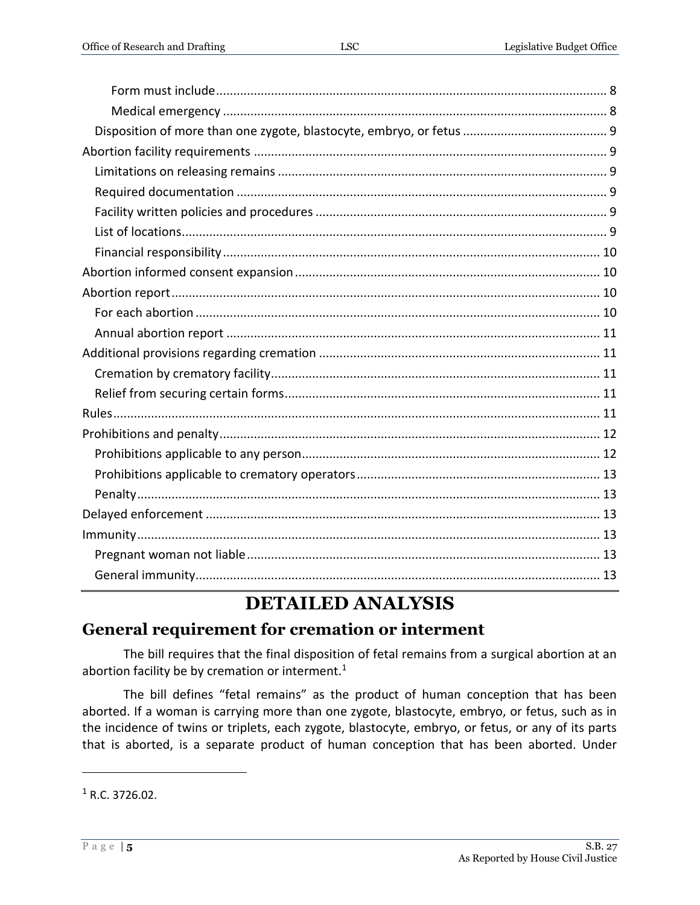Form must include ................................................................................................................ 8

Medical emergency .............................................................................................................. 8

Disposition of more than one zygote, blastocyte, embryo, or fetus .......................................... 9

Abortion facility requirements ...................................................................................................... 9

Limitations on releasing remains ............................................................................................... 9

Required documentation ........................................................................................................... 9

Facility written policies and procedures .................................................................................... 9

List of locations........................................................................................................................... 9

Financial responsibility ............................................................................................................. 10

Abortion informed consent expansion ........................................................................................ 10

Abortion report ............................................................................................................................ 10

For each abortion ..................................................................................................................... 10

Annual abortion report ............................................................................................................ 11

Additional provisions regarding cremation ................................................................................. 11

Cremation by crematory facility ............................................................................................... 11

Relief from securing certain forms ........................................................................................... 11

Rules ............................................................................................................................................. 11

Prohibitions and penalty .............................................................................................................. 12

Prohibitions applicable to any person ...................................................................................... 12

Prohibitions applicable to crematory operators ...................................................................... 13

Penalty ...................................................................................................................................... 13

Delayed enforcement .................................................................................................................. 13

Immunity ...................................................................................................................................... 13

Pregnant woman not liable ...................................................................................................... 13

General immunity..................................................................................................................... 13

# DETAILED ANALYSIS

## General requirement for cremation or interment

The bill requires that the final disposition of fetal remains from a surgical abortion at an abortion facility be by cremation or interment.[1]

The bill defines "fetal remains" as the product of human conception that has been aborted. If a woman is carrying more than one zygote, blastocyte, embryo, or fetus, such as in the incidence of twins or triplets, each zygote, blastocyte, embryo, or fetus, or any of its parts that is aborted, is a separate product of human conception that has been aborted. Under

---

[1] R.C. 3726.02.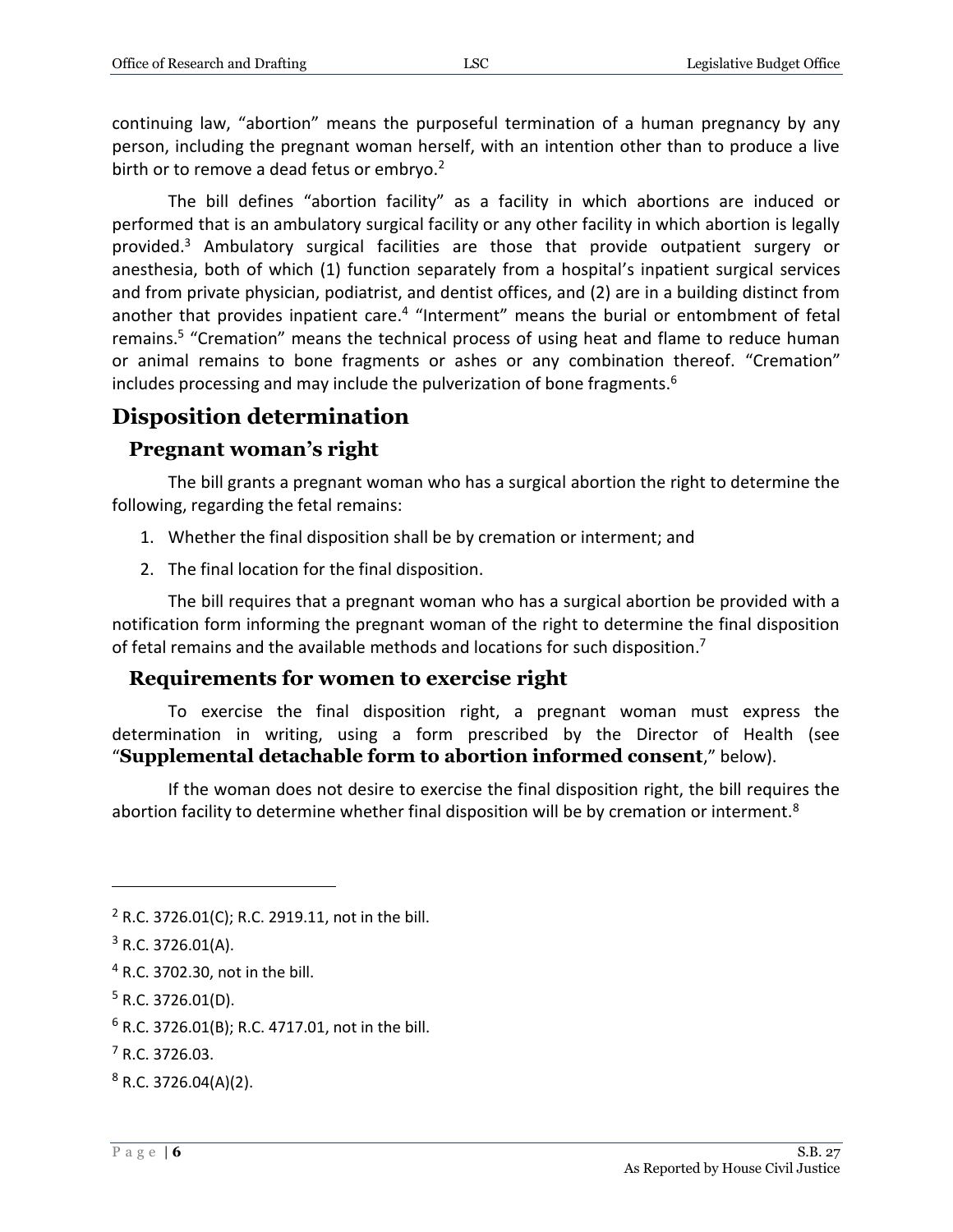continuing law, "abortion" means the purposeful termination of a human pregnancy by any person, including the pregnant woman herself, with an intention other than to produce a live birth or to remove a dead fetus or embryo.[2]

The bill defines "abortion facility" as a facility in which abortions are induced or performed that is an ambulatory surgical facility or any other facility in which abortion is legally provided.[3] Ambulatory surgical facilities are those that provide outpatient surgery or anesthesia, both of which (1) function separately from a hospital's inpatient surgical services and from private physician, podiatrist, and dentist offices, and (2) are in a building distinct from another that provides inpatient care.[4] "Interment" means the burial or entombment of fetal remains.[5] "Cremation" means the technical process of using heat and flame to reduce human or animal remains to bone fragments or ashes or any combination thereof. "Cremation" includes processing and may include the pulverization of bone fragments.[6]

## Disposition determination

### Pregnant woman's right

The bill grants a pregnant woman who has a surgical abortion the right to determine the following, regarding the fetal remains:

1. Whether the final disposition shall be by cremation or interment; and
2. The final location for the final disposition.

The bill requires that a pregnant woman who has a surgical abortion be provided with a notification form informing the pregnant woman of the right to determine the final disposition of fetal remains and the available methods and locations for such disposition.[7]

### Requirements for women to exercise right

To exercise the final disposition right, a pregnant woman must express the determination in writing, using a form prescribed by the Director of Health (see "**Supplemental detachable form to abortion informed consent**," below).

If the woman does not desire to exercise the final disposition right, the bill requires the abortion facility to determine whether final disposition will be by cremation or interment.[8]

---

[2] R.C. 3726.01(C); R.C. 2919.11, not in the bill.

[3] R.C. 3726.01(A).

[4] R.C. 3702.30, not in the bill.

[5] R.C. 3726.01(D).

[6] R.C. 3726.01(B); R.C. 4717.01, not in the bill.

[7] R.C. 3726.03.

[8] R.C. 3726.04(A)(2).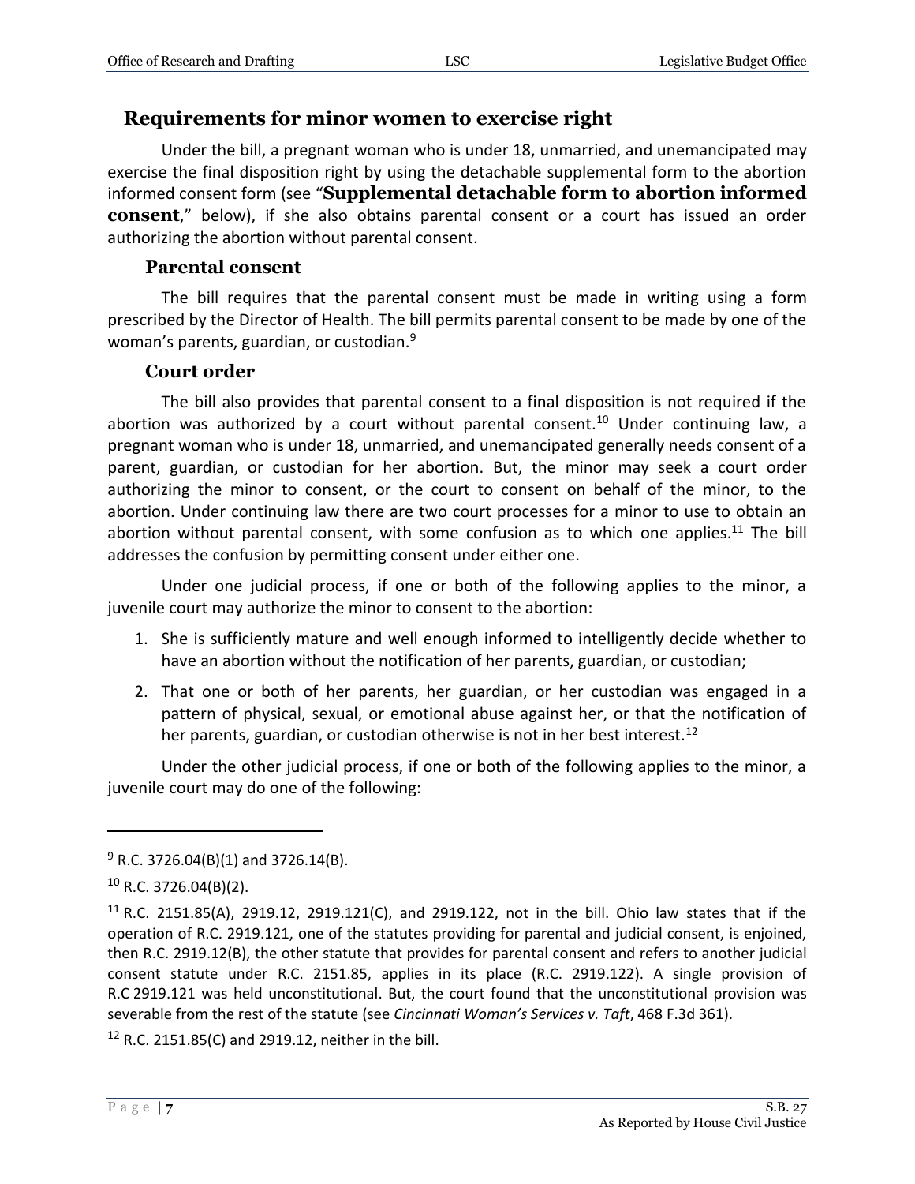## Requirements for minor women to exercise right

Under the bill, a pregnant woman who is under 18, unmarried, and unemancipated may exercise the final disposition right by using the detachable supplemental form to the abortion informed consent form (see "**Supplemental detachable form to abortion informed consent**," below), if she also obtains parental consent or a court has issued an order authorizing the abortion without parental consent.

### Parental consent

The bill requires that the parental consent must be made in writing using a form prescribed by the Director of Health. The bill permits parental consent to be made by one of the woman's parents, guardian, or custodian.[9]

### Court order

The bill also provides that parental consent to a final disposition is not required if the abortion was authorized by a court without parental consent.[10] Under continuing law, a pregnant woman who is under 18, unmarried, and unemancipated generally needs consent of a parent, guardian, or custodian for her abortion. But, the minor may seek a court order authorizing the minor to consent, or the court to consent on behalf of the minor, to the abortion. Under continuing law there are two court processes for a minor to use to obtain an abortion without parental consent, with some confusion as to which one applies.[11] The bill addresses the confusion by permitting consent under either one.

Under one judicial process, if one or both of the following applies to the minor, a juvenile court may authorize the minor to consent to the abortion:

1. She is sufficiently mature and well enough informed to intelligently decide whether to have an abortion without the notification of her parents, guardian, or custodian;
2. That one or both of her parents, her guardian, or her custodian was engaged in a pattern of physical, sexual, or emotional abuse against her, or that the notification of her parents, guardian, or custodian otherwise is not in her best interest.[12]

Under the other judicial process, if one or both of the following applies to the minor, a juvenile court may do one of the following:

---

[9] R.C. 3726.04(B)(1) and 3726.14(B).

[10] R.C. 3726.04(B)(2).

[11] R.C. 2151.85(A), 2919.12, 2919.121(C), and 2919.122, not in the bill. Ohio law states that if the operation of R.C. 2919.121, one of the statutes providing for parental and judicial consent, is enjoined, then R.C. 2919.12(B), the other statute that provides for parental consent and refers to another judicial consent statute under R.C. 2151.85, applies in its place (R.C. 2919.122). A single provision of R.C 2919.121 was held unconstitutional. But, the court found that the unconstitutional provision was severable from the rest of the statute (see *Cincinnati Woman's Services v. Taft*, 468 F.3d 361).

[12] R.C. 2151.85(C) and 2919.12, neither in the bill.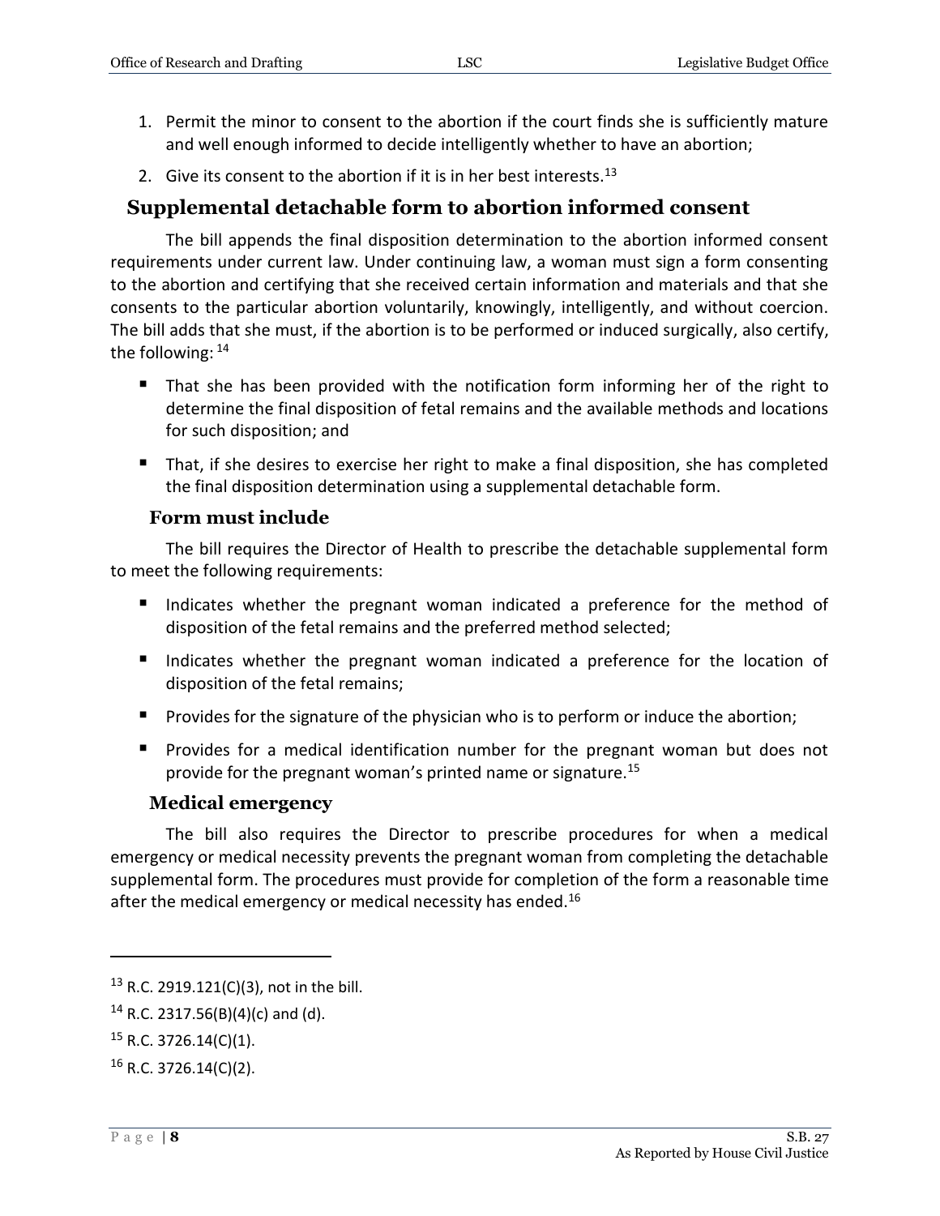1. Permit the minor to consent to the abortion if the court finds she is sufficiently mature and well enough informed to decide intelligently whether to have an abortion;
2. Give its consent to the abortion if it is in her best interests.[13]

## Supplemental detachable form to abortion informed consent

The bill appends the final disposition determination to the abortion informed consent requirements under current law. Under continuing law, a woman must sign a form consenting to the abortion and certifying that she received certain information and materials and that she consents to the particular abortion voluntarily, knowingly, intelligently, and without coercion. The bill adds that she must, if the abortion is to be performed or induced surgically, also certify, the following:[14]

- That she has been provided with the notification form informing her of the right to determine the final disposition of fetal remains and the available methods and locations for such disposition; and
- That, if she desires to exercise her right to make a final disposition, she has completed the final disposition determination using a supplemental detachable form.

### Form must include

The bill requires the Director of Health to prescribe the detachable supplemental form to meet the following requirements:

- Indicates whether the pregnant woman indicated a preference for the method of disposition of the fetal remains and the preferred method selected;
- Indicates whether the pregnant woman indicated a preference for the location of disposition of the fetal remains;
- Provides for the signature of the physician who is to perform or induce the abortion;
- Provides for a medical identification number for the pregnant woman but does not provide for the pregnant woman's printed name or signature.[15]

### Medical emergency

The bill also requires the Director to prescribe procedures for when a medical emergency or medical necessity prevents the pregnant woman from completing the detachable supplemental form. The procedures must provide for completion of the form a reasonable time after the medical emergency or medical necessity has ended.[16]

---

[13] R.C. 2919.121(C)(3), not in the bill.

[14] R.C. 2317.56(B)(4)(c) and (d).

[15] R.C. 3726.14(C)(1).

[16] R.C. 3726.14(C)(2).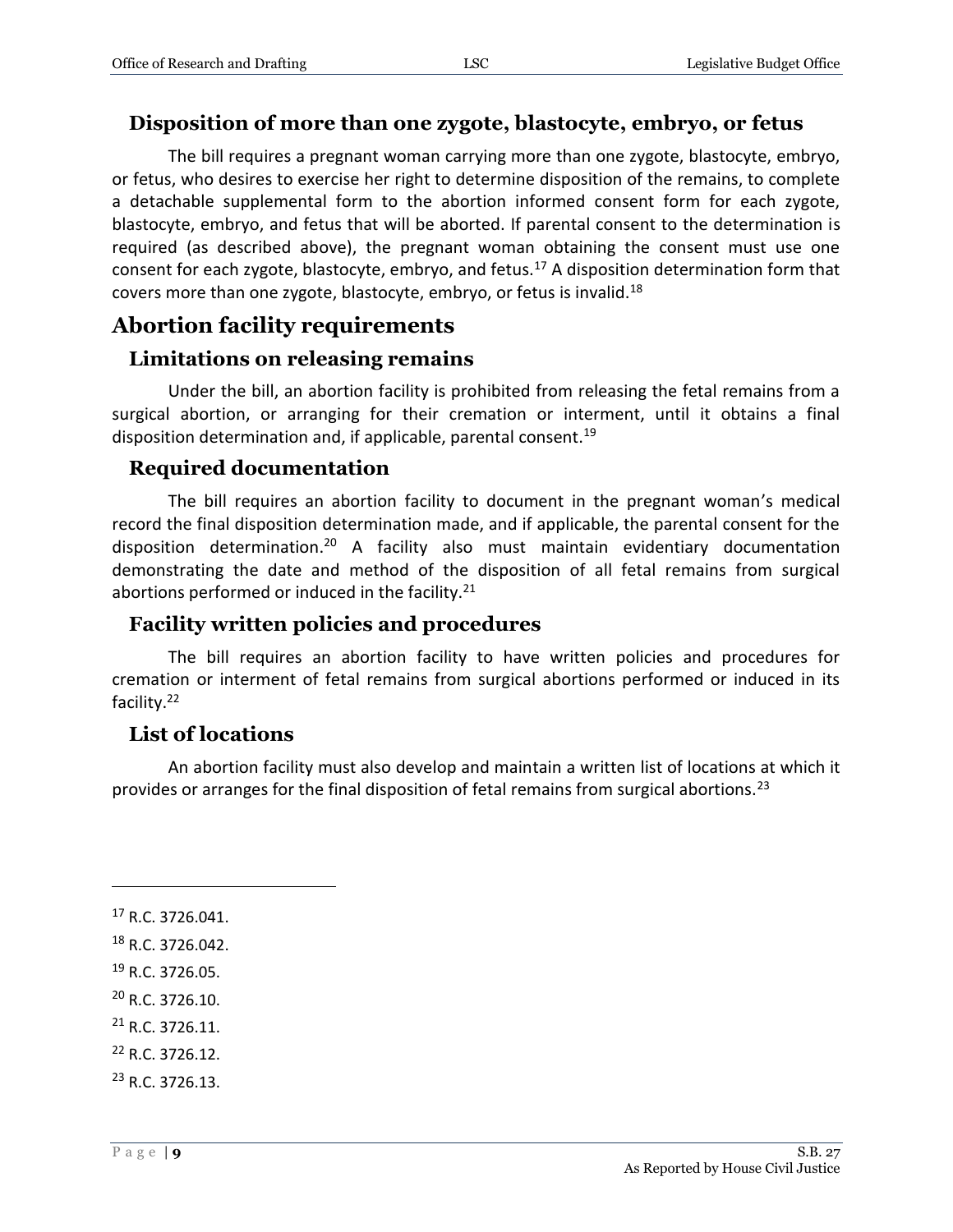### Disposition of more than one zygote, blastocyte, embryo, or fetus

The bill requires a pregnant woman carrying more than one zygote, blastocyte, embryo, or fetus, who desires to exercise her right to determine disposition of the remains, to complete a detachable supplemental form to the abortion informed consent form for each zygote, blastocyte, embryo, and fetus that will be aborted. If parental consent to the determination is required (as described above), the pregnant woman obtaining the consent must use one consent for each zygote, blastocyte, embryo, and fetus.[17] A disposition determination form that covers more than one zygote, blastocyte, embryo, or fetus is invalid.[18]

## Abortion facility requirements

### Limitations on releasing remains

Under the bill, an abortion facility is prohibited from releasing the fetal remains from a surgical abortion, or arranging for their cremation or interment, until it obtains a final disposition determination and, if applicable, parental consent.[19]

### Required documentation

The bill requires an abortion facility to document in the pregnant woman's medical record the final disposition determination made, and if applicable, the parental consent for the disposition determination.[20] A facility also must maintain evidentiary documentation demonstrating the date and method of the disposition of all fetal remains from surgical abortions performed or induced in the facility.[21]

### Facility written policies and procedures

The bill requires an abortion facility to have written policies and procedures for cremation or interment of fetal remains from surgical abortions performed or induced in its facility.[22]

### List of locations

An abortion facility must also develop and maintain a written list of locations at which it provides or arranges for the final disposition of fetal remains from surgical abortions.[23]

---

[17] R.C. 3726.041.

[18] R.C. 3726.042.

[19] R.C. 3726.05.

[20] R.C. 3726.10.

[21] R.C. 3726.11.

[22] R.C. 3726.12.

[23] R.C. 3726.13.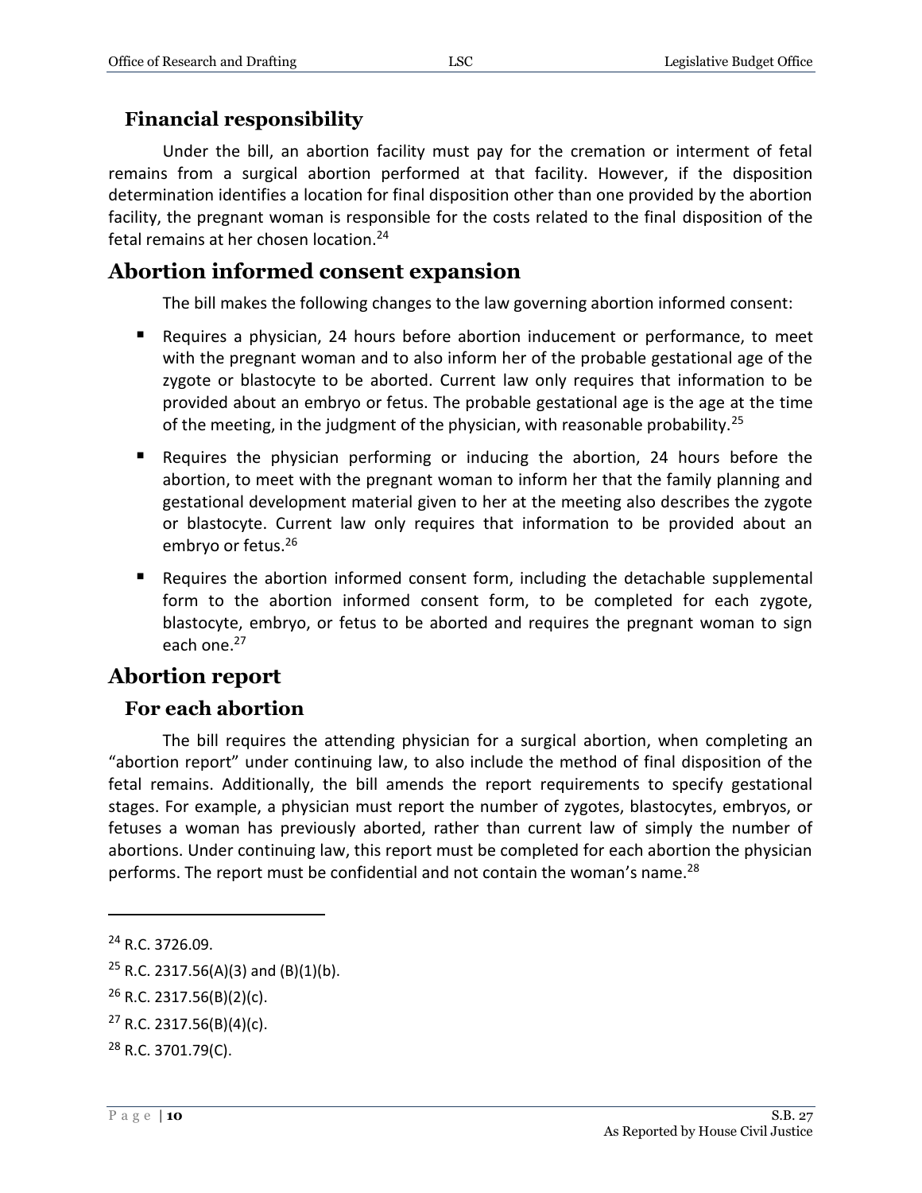### Financial responsibility

Under the bill, an abortion facility must pay for the cremation or interment of fetal remains from a surgical abortion performed at that facility. However, if the disposition determination identifies a location for final disposition other than one provided by the abortion facility, the pregnant woman is responsible for the costs related to the final disposition of the fetal remains at her chosen location.[24]

## Abortion informed consent expansion

The bill makes the following changes to the law governing abortion informed consent:

- Requires a physician, 24 hours before abortion inducement or performance, to meet with the pregnant woman and to also inform her of the probable gestational age of the zygote or blastocyte to be aborted. Current law only requires that information to be provided about an embryo or fetus. The probable gestational age is the age at the time of the meeting, in the judgment of the physician, with reasonable probability.[25]
- Requires the physician performing or inducing the abortion, 24 hours before the abortion, to meet with the pregnant woman to inform her that the family planning and gestational development material given to her at the meeting also describes the zygote or blastocyte. Current law only requires that information to be provided about an embryo or fetus.[26]
- Requires the abortion informed consent form, including the detachable supplemental form to the abortion informed consent form, to be completed for each zygote, blastocyte, embryo, or fetus to be aborted and requires the pregnant woman to sign each one.[27]

## Abortion report

### For each abortion

The bill requires the attending physician for a surgical abortion, when completing an "abortion report" under continuing law, to also include the method of final disposition of the fetal remains. Additionally, the bill amends the report requirements to specify gestational stages. For example, a physician must report the number of zygotes, blastocytes, embryos, or fetuses a woman has previously aborted, rather than current law of simply the number of abortions. Under continuing law, this report must be completed for each abortion the physician performs. The report must be confidential and not contain the woman's name.[28]

---

[24] R.C. 3726.09.

[25] R.C. 2317.56(A)(3) and (B)(1)(b).

[26] R.C. 2317.56(B)(2)(c).

[27] R.C. 2317.56(B)(4)(c).

[28] R.C. 3701.79(C).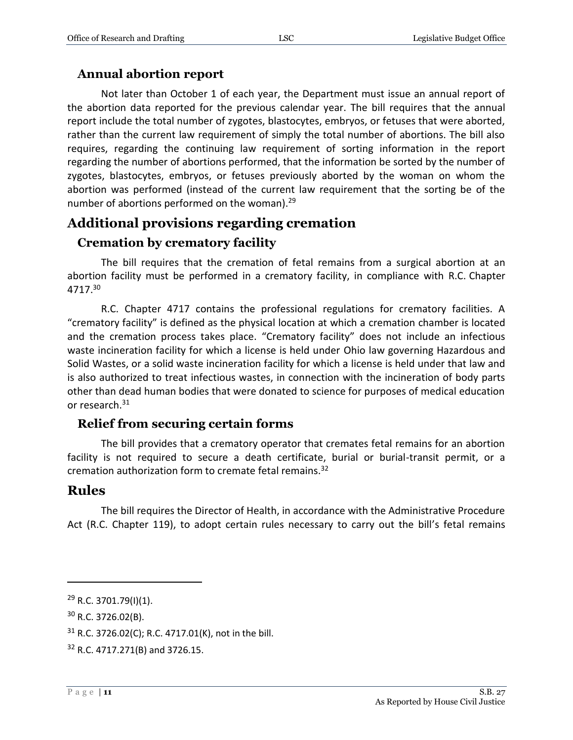### Annual abortion report

Not later than October 1 of each year, the Department must issue an annual report of the abortion data reported for the previous calendar year. The bill requires that the annual report include the total number of zygotes, blastocytes, embryos, or fetuses that were aborted, rather than the current law requirement of simply the total number of abortions. The bill also requires, regarding the continuing law requirement of sorting information in the report regarding the number of abortions performed, that the information be sorted by the number of zygotes, blastocytes, embryos, or fetuses previously aborted by the woman on whom the abortion was performed (instead of the current law requirement that the sorting be of the number of abortions performed on the woman).[29]

## Additional provisions regarding cremation

### Cremation by crematory facility

The bill requires that the cremation of fetal remains from a surgical abortion at an abortion facility must be performed in a crematory facility, in compliance with R.C. Chapter 4717.[30]

R.C. Chapter 4717 contains the professional regulations for crematory facilities. A "crematory facility" is defined as the physical location at which a cremation chamber is located and the cremation process takes place. "Crematory facility" does not include an infectious waste incineration facility for which a license is held under Ohio law governing Hazardous and Solid Wastes, or a solid waste incineration facility for which a license is held under that law and is also authorized to treat infectious wastes, in connection with the incineration of body parts other than dead human bodies that were donated to science for purposes of medical education or research.[31]

### Relief from securing certain forms

The bill provides that a crematory operator that cremates fetal remains for an abortion facility is not required to secure a death certificate, burial or burial-transit permit, or a cremation authorization form to cremate fetal remains.[32]

## Rules

The bill requires the Director of Health, in accordance with the Administrative Procedure Act (R.C. Chapter 119), to adopt certain rules necessary to carry out the bill's fetal remains

---

[29] R.C. 3701.79(I)(1).

[30] R.C. 3726.02(B).

[31] R.C. 3726.02(C); R.C. 4717.01(K), not in the bill.

[32] R.C. 4717.271(B) and 3726.15.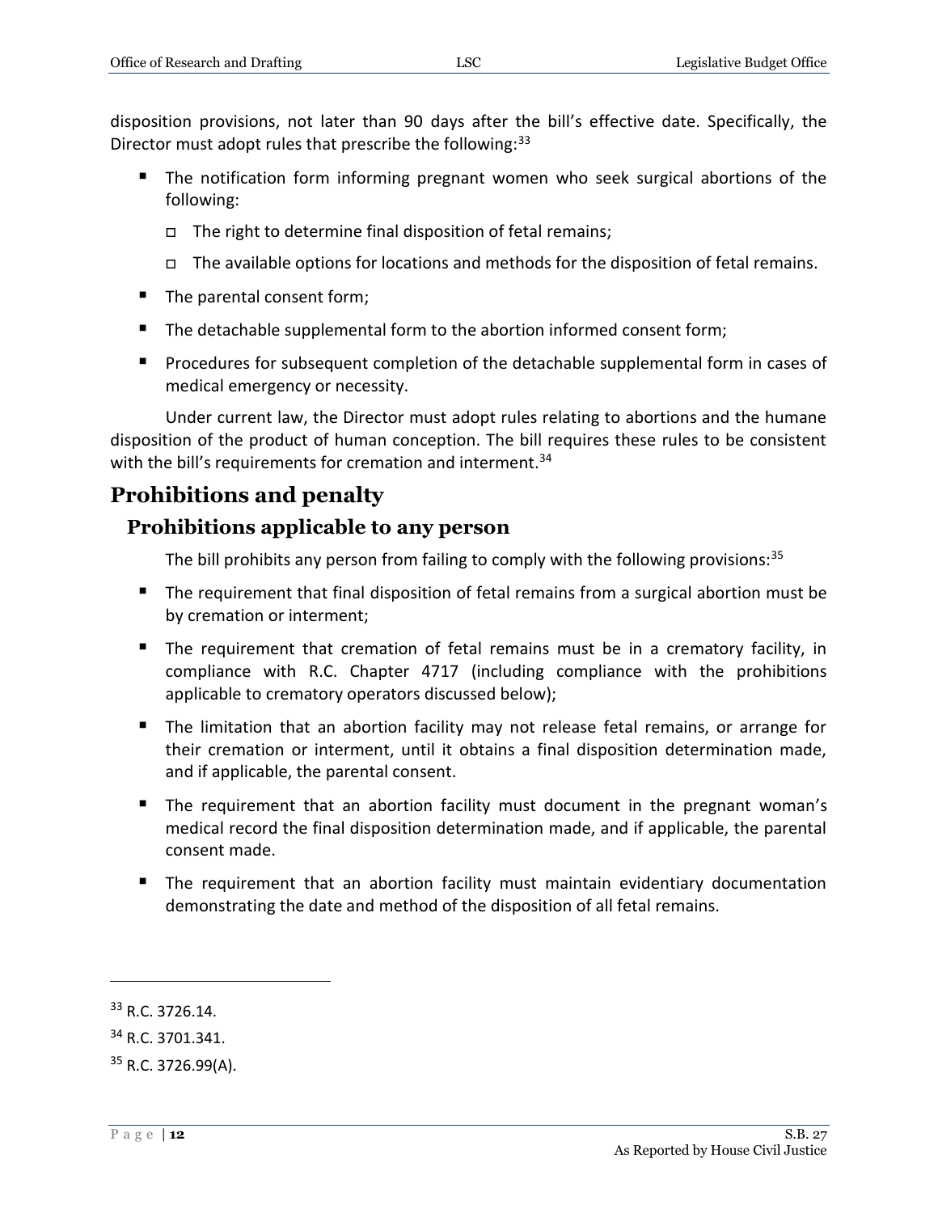disposition provisions, not later than 90 days after the bill's effective date. Specifically, the Director must adopt rules that prescribe the following:[33]

- The notification form informing pregnant women who seek surgical abortions of the following:
  - The right to determine final disposition of fetal remains;
  - The available options for locations and methods for the disposition of fetal remains.
- The parental consent form;
- The detachable supplemental form to the abortion informed consent form;
- Procedures for subsequent completion of the detachable supplemental form in cases of medical emergency or necessity.

Under current law, the Director must adopt rules relating to abortions and the humane disposition of the product of human conception. The bill requires these rules to be consistent with the bill's requirements for cremation and interment.[34]

## Prohibitions and penalty

### Prohibitions applicable to any person

The bill prohibits any person from failing to comply with the following provisions:[35]

- The requirement that final disposition of fetal remains from a surgical abortion must be by cremation or interment;
- The requirement that cremation of fetal remains must be in a crematory facility, in compliance with R.C. Chapter 4717 (including compliance with the prohibitions applicable to crematory operators discussed below);
- The limitation that an abortion facility may not release fetal remains, or arrange for their cremation or interment, until it obtains a final disposition determination made, and if applicable, the parental consent.
- The requirement that an abortion facility must document in the pregnant woman's medical record the final disposition determination made, and if applicable, the parental consent made.
- The requirement that an abortion facility must maintain evidentiary documentation demonstrating the date and method of the disposition of all fetal remains.

---

[33] R.C. 3726.14.

[34] R.C. 3701.341.

[35] R.C. 3726.99(A).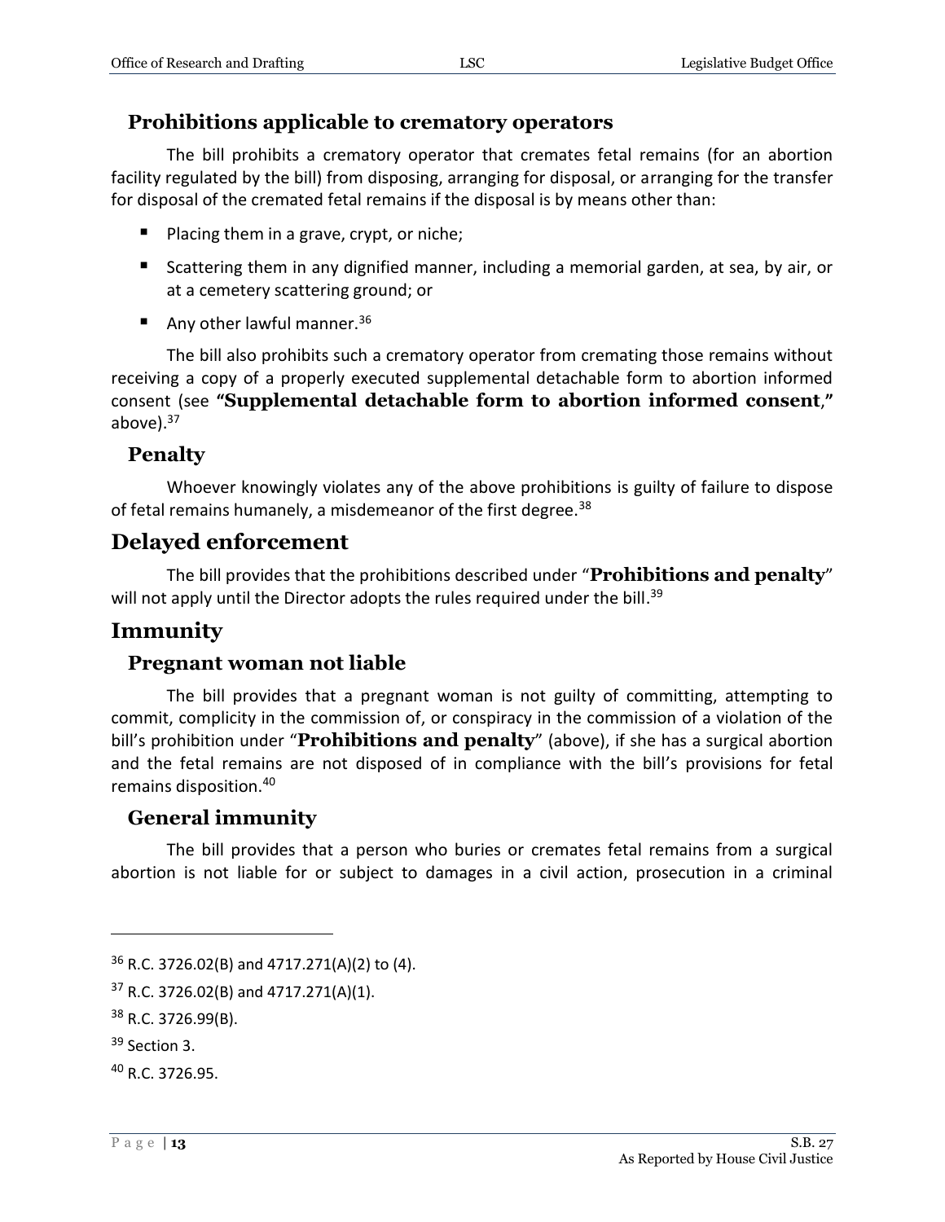### Prohibitions applicable to crematory operators

The bill prohibits a crematory operator that cremates fetal remains (for an abortion facility regulated by the bill) from disposing, arranging for disposal, or arranging for the transfer for disposal of the cremated fetal remains if the disposal is by means other than:

- Placing them in a grave, crypt, or niche;
- Scattering them in any dignified manner, including a memorial garden, at sea, by air, or at a cemetery scattering ground; or
- Any other lawful manner.[36]

The bill also prohibits such a crematory operator from cremating those remains without receiving a copy of a properly executed supplemental detachable form to abortion informed consent (see **"Supplemental detachable form to abortion informed consent,"** above).[37]

### Penalty

Whoever knowingly violates any of the above prohibitions is guilty of failure to dispose of fetal remains humanely, a misdemeanor of the first degree.[38]

## Delayed enforcement

The bill provides that the prohibitions described under "**Prohibitions and penalty**" will not apply until the Director adopts the rules required under the bill.[39]

## Immunity

### Pregnant woman not liable

The bill provides that a pregnant woman is not guilty of committing, attempting to commit, complicity in the commission of, or conspiracy in the commission of a violation of the bill's prohibition under "**Prohibitions and penalty**" (above), if she has a surgical abortion and the fetal remains are not disposed of in compliance with the bill's provisions for fetal remains disposition.[40]

### General immunity

The bill provides that a person who buries or cremates fetal remains from a surgical abortion is not liable for or subject to damages in a civil action, prosecution in a criminal

---

[36] R.C. 3726.02(B) and 4717.271(A)(2) to (4).

[37] R.C. 3726.02(B) and 4717.271(A)(1).

[38] R.C. 3726.99(B).

[39] Section 3.

[40] R.C. 3726.95.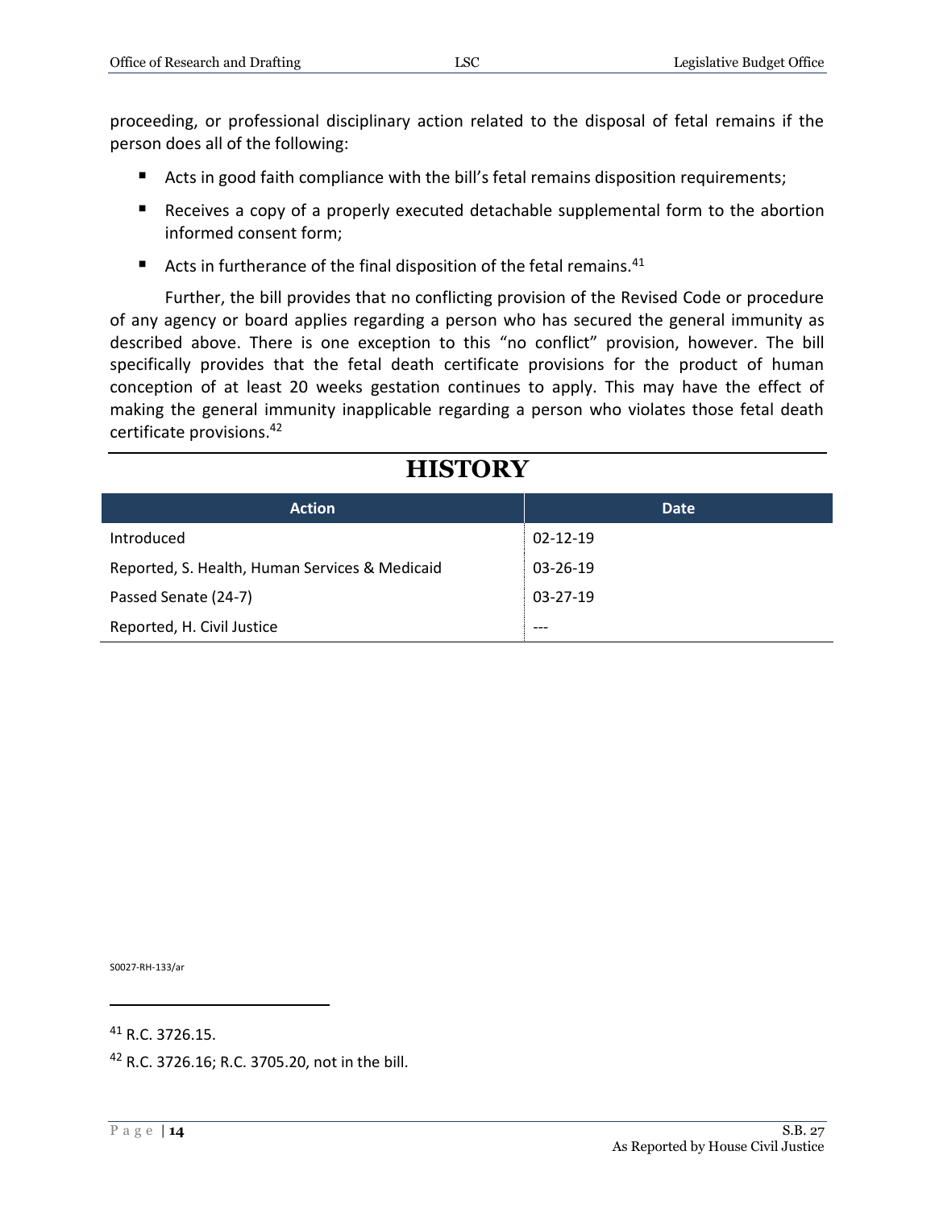proceeding, or professional disciplinary action related to the disposal of fetal remains if the person does all of the following:

- Acts in good faith compliance with the bill's fetal remains disposition requirements;
- Receives a copy of a properly executed detachable supplemental form to the abortion informed consent form;
- Acts in furtherance of the final disposition of the fetal remains.[41]

Further, the bill provides that no conflicting provision of the Revised Code or procedure of any agency or board applies regarding a person who has secured the general immunity as described above. There is one exception to this "no conflict" provision, however. The bill specifically provides that the fetal death certificate provisions for the product of human conception of at least 20 weeks gestation continues to apply. This may have the effect of making the general immunity inapplicable regarding a person who violates those fetal death certificate provisions.[42]

# HISTORY

| Action | Date |
|---|---|
| Introduced | 02-12-19 |
| Reported, S. Health, Human Services & Medicaid | 03-26-19 |
| Passed Senate (24-7) | 03-27-19 |
| Reported, H. Civil Justice | --- |

S0027-RH-133/ar

[41] R.C. 3726.15.

[42] R.C. 3726.16; R.C. 3705.20, not in the bill.